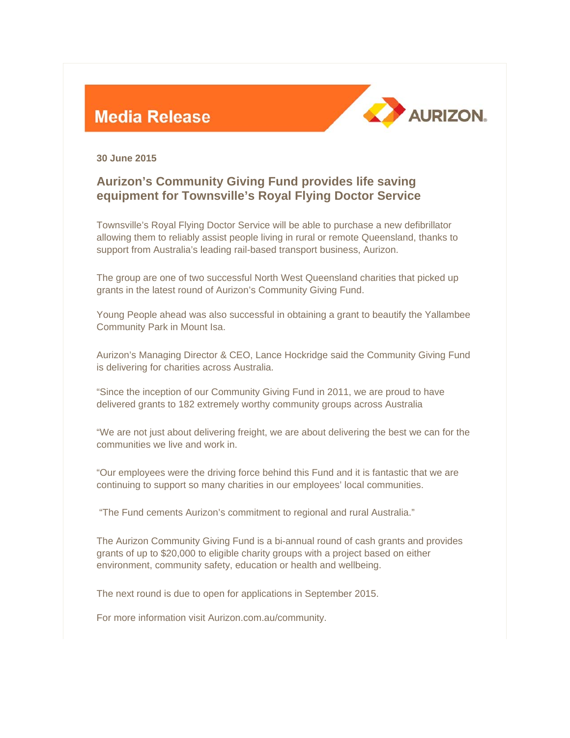# Media Release

AURIZON

**30 June 2015**

## Aurizon's Community Giving Fund provides life saving equipment for Townsville's Royal Flying Doctor Service

Townsville's Royal Flying Doctor Service will be able to purchase a new defibrillator allowing them to reliably assist people living in rural or remote Queensland, thanks to support from Australia's leading rail-based transport business, Aurizon.

The group are one of two successful North West Queensland charities that picked up grants in the latest round of Aurizon's Community Giving Fund.

Young People ahead was also successful in obtaining a grant to beautify the Yallambee Community Park in Mount Isa.

Aurizon's Managing Director & CEO, Lance Hockridge said the Community Giving Fund is delivering for charities across Australia.

"Since the inception of our Community Giving Fund in 2011, we are proud to have delivered grants to 182 extremely worthy community groups across Australia

"We are not just about delivering freight, we are about delivering the best we can for the communities we live and work in.

"Our employees were the driving force behind this Fund and it is fantastic that we are continuing to support so many charities in our employees' local communities.

"The Fund cements Aurizon's commitment to regional and rural Australia."

The Aurizon Community Giving Fund is a bi-annual round of cash grants and provides grants of up to $20,000 to eligible charity groups with a project based on either environment, community safety, education or health and wellbeing.

The next round is due to open for applications in September 2015.

For more information visit Aurizon.com.au/community.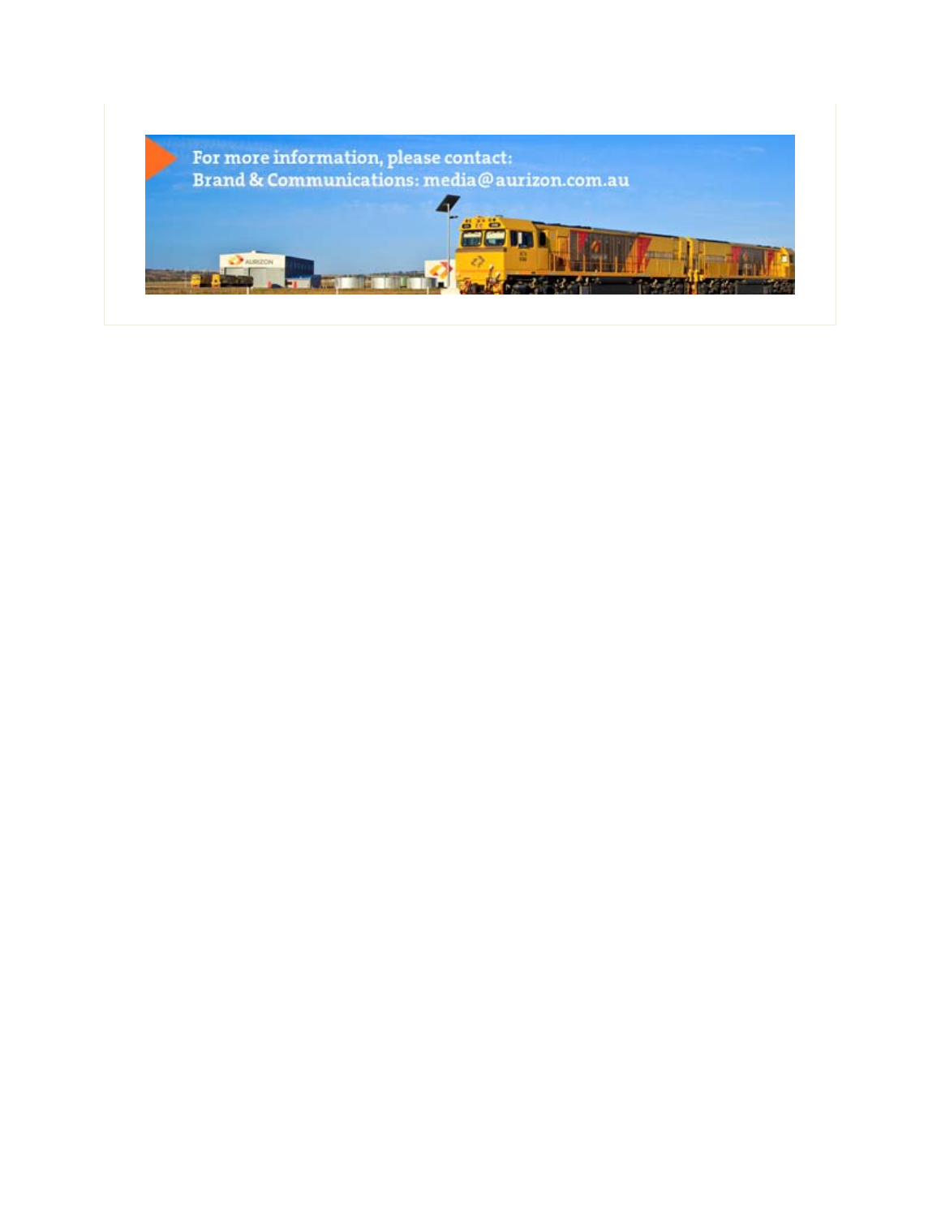For more information, please contact:
Brand & Communications: media@aurizon.com.au